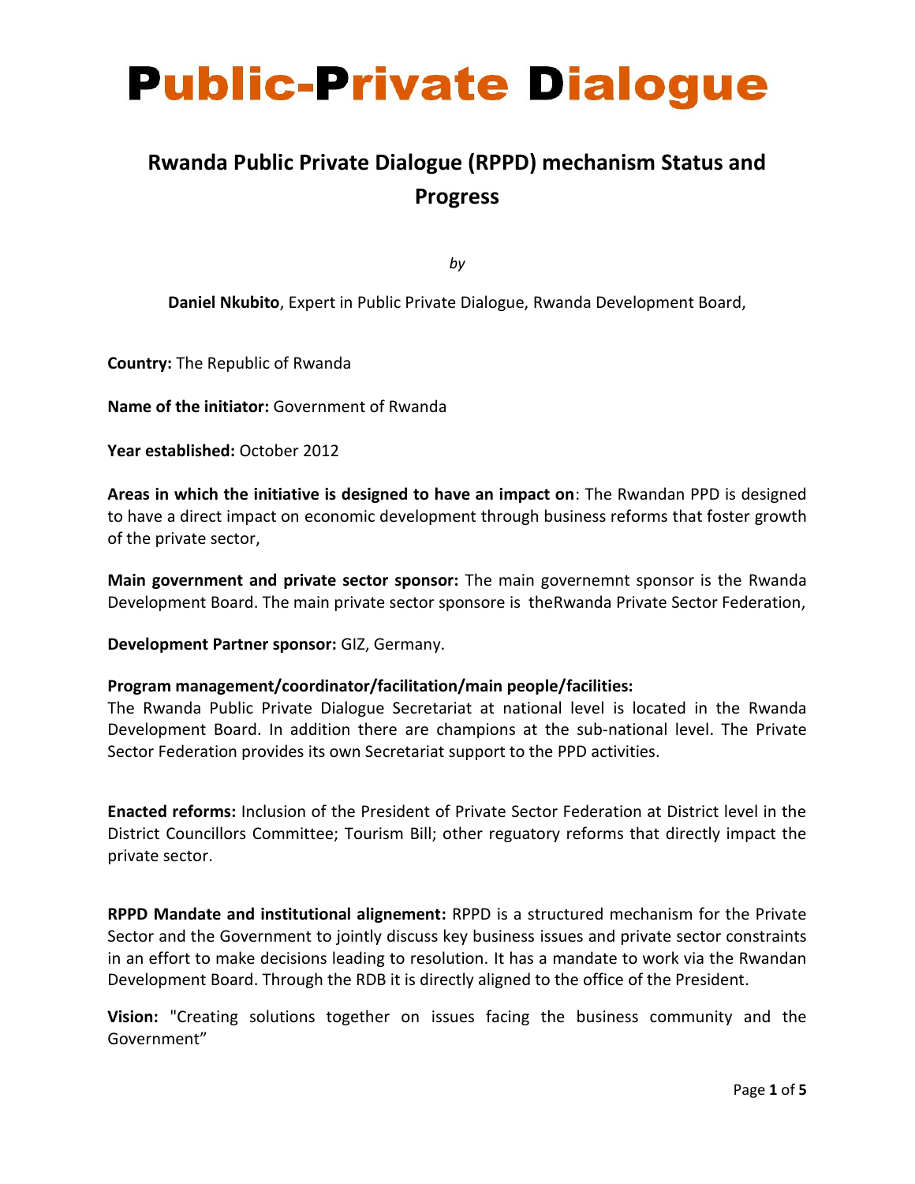# Public-Private Dialogue

## Rwanda Public Private Dialogue (RPPD) mechanism Status and Progress

*by*

**Daniel Nkubito**, Expert in Public Private Dialogue, Rwanda Development Board,

**Country:** The Republic of Rwanda

**Name of the initiator:** Government of Rwanda

**Year established:** October 2012

**Areas in which the initiative is designed to have an impact on**: The Rwandan PPD is designed to have a direct impact on economic development through business reforms that foster growth of the private sector,

**Main government and private sector sponsor:** The main governemnt sponsor is the Rwanda Development Board. The main private sector sponsore is theRwanda Private Sector Federation,

**Development Partner sponsor:** GIZ, Germany.

**Program management/coordinator/facilitation/main people/facilities:**
The Rwanda Public Private Dialogue Secretariat at national level is located in the Rwanda Development Board. In addition there are champions at the sub-national level. The Private Sector Federation provides its own Secretariat support to the PPD activities.

**Enacted reforms:** Inclusion of the President of Private Sector Federation at District level in the District Councillors Committee; Tourism Bill; other reguatory reforms that directly impact the private sector.

**RPPD Mandate and institutional alignement:** RPPD is a structured mechanism for the Private Sector and the Government to jointly discuss key business issues and private sector constraints in an effort to make decisions leading to resolution. It has a mandate to work via the Rwandan Development Board. Through the RDB it is directly aligned to the office of the President.

**Vision:** "Creating solutions together on issues facing the business community and the Government"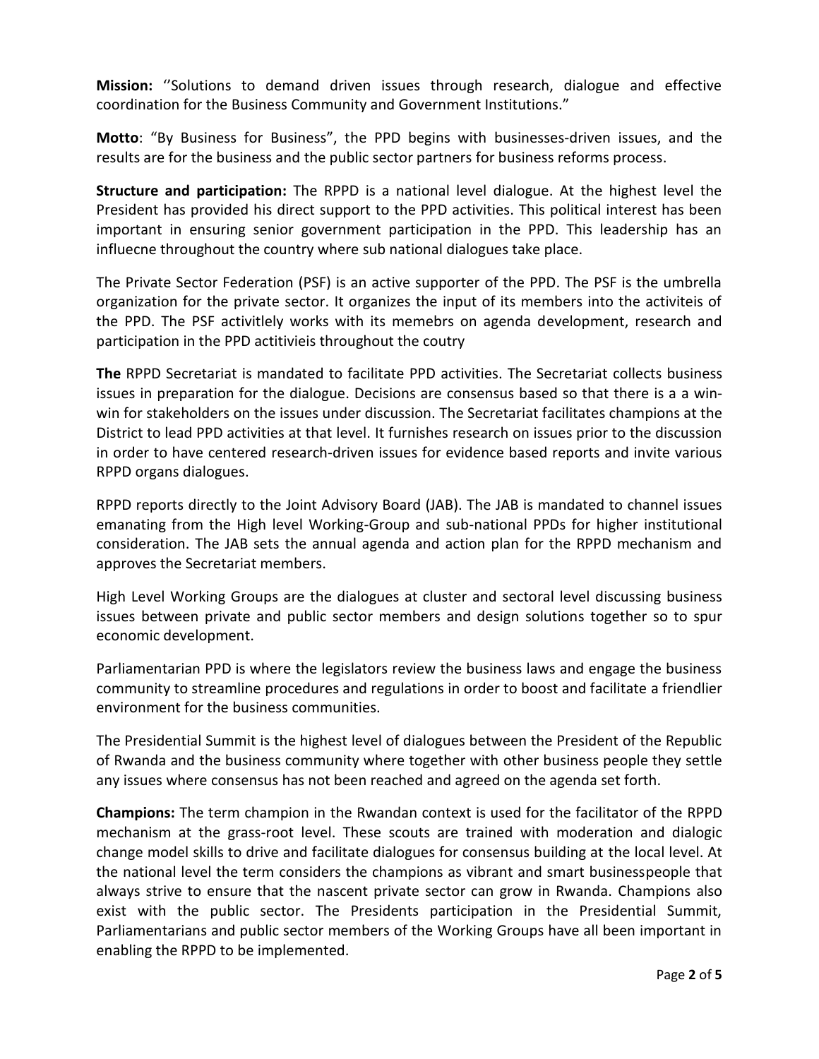**Mission:** ''Solutions to demand driven issues through research, dialogue and effective coordination for the Business Community and Government Institutions."

**Motto**: "By Business for Business", the PPD begins with businesses-driven issues, and the results are for the business and the public sector partners for business reforms process.

**Structure and participation:** The RPPD is a national level dialogue. At the highest level the President has provided his direct support to the PPD activities. This political interest has been important in ensuring senior government participation in the PPD. This leadership has an influecne throughout the country where sub national dialogues take place.

The Private Sector Federation (PSF) is an active supporter of the PPD. The PSF is the umbrella organization for the private sector. It organizes the input of its members into the activiteis of the PPD. The PSF activitlely works with its memebrs on agenda development, research and participation in the PPD actitivieis throughout the coutry

**The** RPPD Secretariat is mandated to facilitate PPD activities. The Secretariat collects business issues in preparation for the dialogue. Decisions are consensus based so that there is a a win-win for stakeholders on the issues under discussion. The Secretariat facilitates champions at the District to lead PPD activities at that level. It furnishes research on issues prior to the discussion in order to have centered research-driven issues for evidence based reports and invite various RPPD organs dialogues.

RPPD reports directly to the Joint Advisory Board (JAB). The JAB is mandated to channel issues emanating from the High level Working-Group and sub-national PPDs for higher institutional consideration. The JAB sets the annual agenda and action plan for the RPPD mechanism and approves the Secretariat members.

High Level Working Groups are the dialogues at cluster and sectoral level discussing business issues between private and public sector members and design solutions together so to spur economic development.

Parliamentarian PPD is where the legislators review the business laws and engage the business community to streamline procedures and regulations in order to boost and facilitate a friendlier environment for the business communities.

The Presidential Summit is the highest level of dialogues between the President of the Republic of Rwanda and the business community where together with other business people they settle any issues where consensus has not been reached and agreed on the agenda set forth.

**Champions:** The term champion in the Rwandan context is used for the facilitator of the RPPD mechanism at the grass-root level. These scouts are trained with moderation and dialogic change model skills to drive and facilitate dialogues for consensus building at the local level. At the national level the term considers the champions as vibrant and smart businesspeople that always strive to ensure that the nascent private sector can grow in Rwanda. Champions also exist with the public sector. The Presidents participation in the Presidential Summit, Parliamentarians and public sector members of the Working Groups have all been important in enabling the RPPD to be implemented.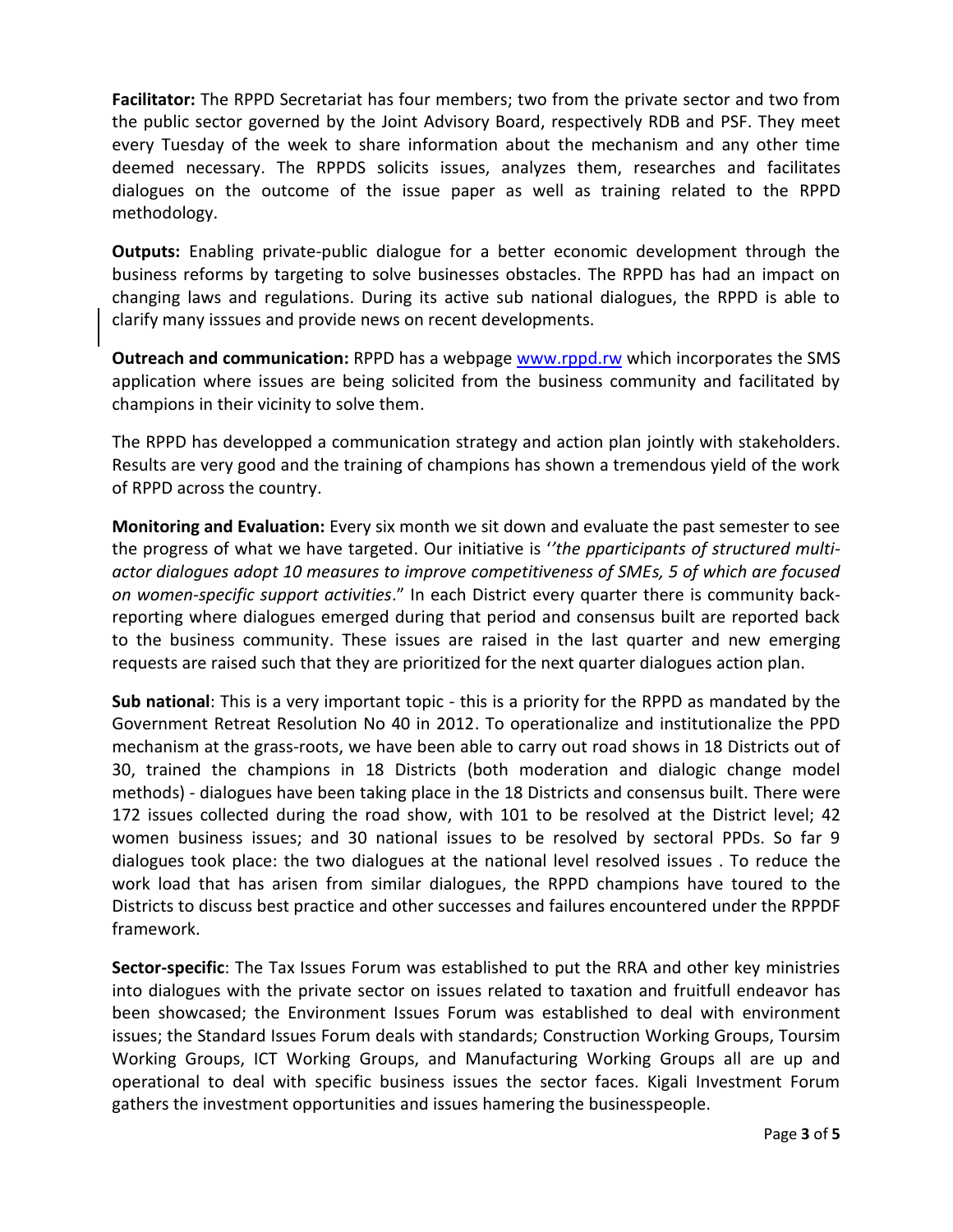**Facilitator:** The RPPD Secretariat has four members; two from the private sector and two from the public sector governed by the Joint Advisory Board, respectively RDB and PSF. They meet every Tuesday of the week to share information about the mechanism and any other time deemed necessary. The RPPDS solicits issues, analyzes them, researches and facilitates dialogues on the outcome of the issue paper as well as training related to the RPPD methodology.

**Outputs:** Enabling private-public dialogue for a better economic development through the business reforms by targeting to solve businesses obstacles. The RPPD has had an impact on changing laws and regulations. During its active sub national dialogues, the RPPD is able to clarify many isssues and provide news on recent developments.

**Outreach and communication:** RPPD has a webpage [www.rppd.rw](http://www.rppd.rw) which incorporates the SMS application where issues are being solicited from the business community and facilitated by champions in their vicinity to solve them.

The RPPD has developped a communication strategy and action plan jointly with stakeholders. Results are very good and the training of champions has shown a tremendous yield of the work of RPPD across the country.

**Monitoring and Evaluation:** Every six month we sit down and evaluate the past semester to see the progress of what we have targeted. Our initiative is '*'the pparticipants of structured multi-actor dialogues adopt 10 measures to improve competitiveness of SMEs, 5 of which are focused on women-specific support activities*." In each District every quarter there is community back-reporting where dialogues emerged during that period and consensus built are reported back to the business community. These issues are raised in the last quarter and new emerging requests are raised such that they are prioritized for the next quarter dialogues action plan.

**Sub national**: This is a very important topic - this is a priority for the RPPD as mandated by the Government Retreat Resolution No 40 in 2012. To operationalize and institutionalize the PPD mechanism at the grass-roots, we have been able to carry out road shows in 18 Districts out of 30, trained the champions in 18 Districts (both moderation and dialogic change model methods) - dialogues have been taking place in the 18 Districts and consensus built. There were 172 issues collected during the road show, with 101 to be resolved at the District level; 42 women business issues; and 30 national issues to be resolved by sectoral PPDs. So far 9 dialogues took place: the two dialogues at the national level resolved issues . To reduce the work load that has arisen from similar dialogues, the RPPD champions have toured to the Districts to discuss best practice and other successes and failures encountered under the RPPDF framework.

**Sector-specific**: The Tax Issues Forum was established to put the RRA and other key ministries into dialogues with the private sector on issues related to taxation and fruitfull endeavor has been showcased; the Environment Issues Forum was established to deal with environment issues; the Standard Issues Forum deals with standards; Construction Working Groups, Toursim Working Groups, ICT Working Groups, and Manufacturing Working Groups all are up and operational to deal with specific business issues the sector faces. Kigali Investment Forum gathers the investment opportunities and issues hamering the businesspeople.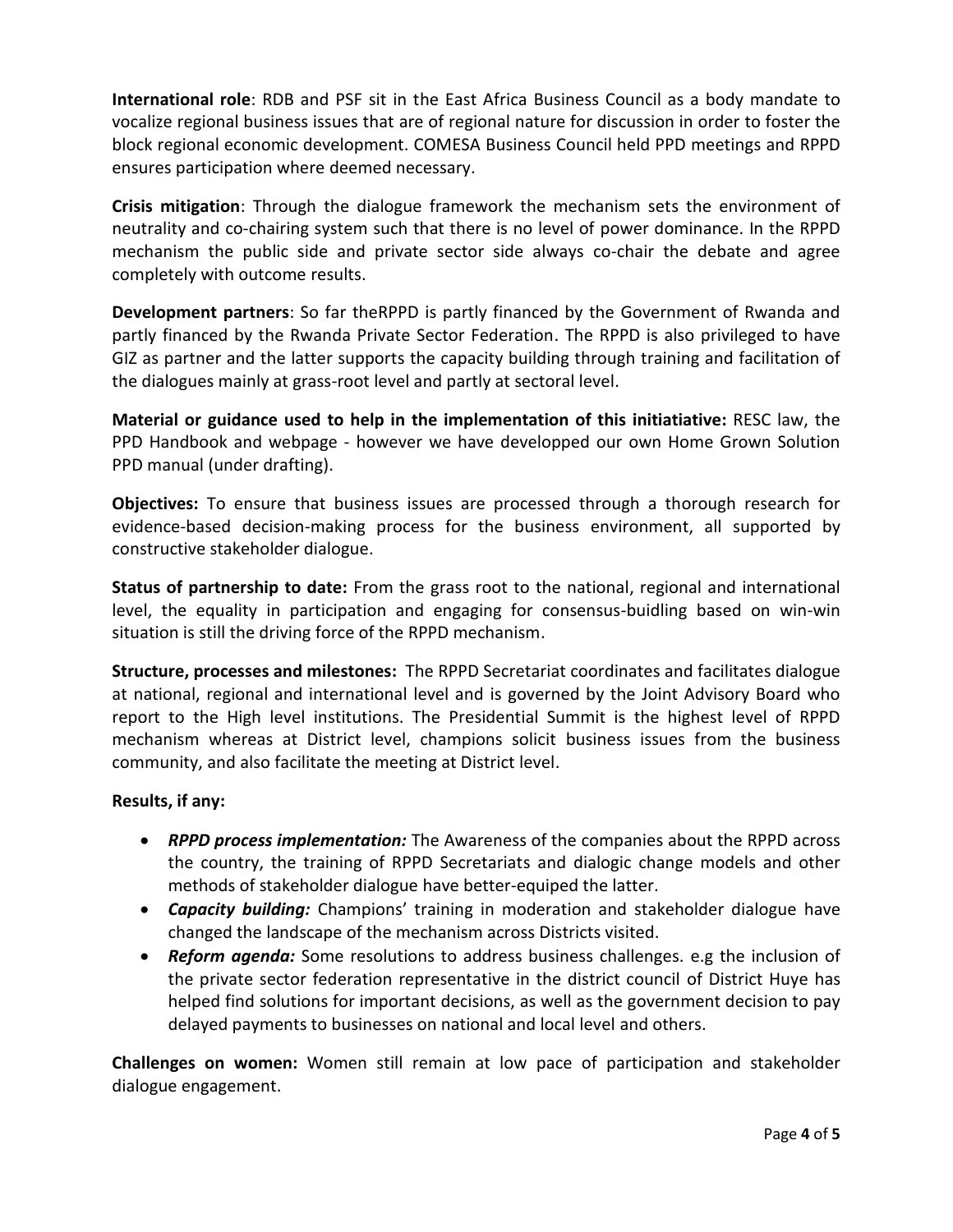**International role**: RDB and PSF sit in the East Africa Business Council as a body mandate to vocalize regional business issues that are of regional nature for discussion in order to foster the block regional economic development. COMESA Business Council held PPD meetings and RPPD ensures participation where deemed necessary.

**Crisis mitigation**: Through the dialogue framework the mechanism sets the environment of neutrality and co-chairing system such that there is no level of power dominance. In the RPPD mechanism the public side and private sector side always co-chair the debate and agree completely with outcome results.

**Development partners**: So far theRPPD is partly financed by the Government of Rwanda and partly financed by the Rwanda Private Sector Federation. The RPPD is also privileged to have GIZ as partner and the latter supports the capacity building through training and facilitation of the dialogues mainly at grass-root level and partly at sectoral level.

**Material or guidance used to help in the implementation of this initiatiative:** RESC law, the PPD Handbook and webpage - however we have developped our own Home Grown Solution PPD manual (under drafting).

**Objectives:** To ensure that business issues are processed through a thorough research for evidence-based decision-making process for the business environment, all supported by constructive stakeholder dialogue.

**Status of partnership to date:** From the grass root to the national, regional and international level, the equality in participation and engaging for consensus-buidling based on win-win situation is still the driving force of the RPPD mechanism.

**Structure, processes and milestones:** The RPPD Secretariat coordinates and facilitates dialogue at national, regional and international level and is governed by the Joint Advisory Board who report to the High level institutions. The Presidential Summit is the highest level of RPPD mechanism whereas at District level, champions solicit business issues from the business community, and also facilitate the meeting at District level.

**Results, if any:**

- ***RPPD process implementation:*** The Awareness of the companies about the RPPD across the country, the training of RPPD Secretariats and dialogic change models and other methods of stakeholder dialogue have better-equiped the latter.
- ***Capacity building:*** Champions' training in moderation and stakeholder dialogue have changed the landscape of the mechanism across Districts visited.
- ***Reform agenda:*** Some resolutions to address business challenges. e.g the inclusion of the private sector federation representative in the district council of District Huye has helped find solutions for important decisions, as well as the government decision to pay delayed payments to businesses on national and local level and others.

**Challenges on women:** Women still remain at low pace of participation and stakeholder dialogue engagement.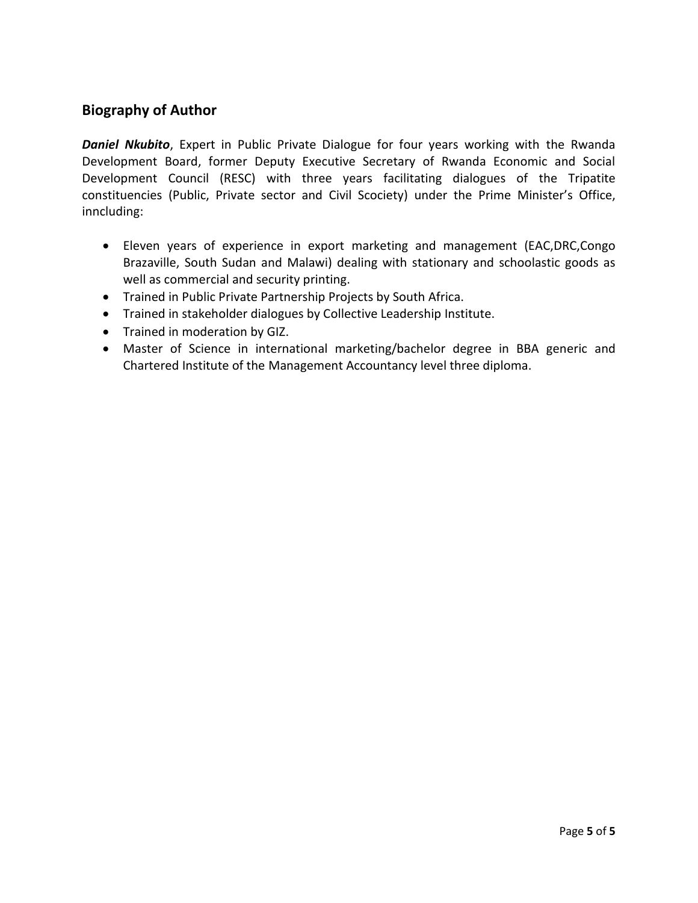## Biography of Author

***Daniel Nkubito***, Expert in Public Private Dialogue for four years working with the Rwanda Development Board, former Deputy Executive Secretary of Rwanda Economic and Social Development Council (RESC) with three years facilitating dialogues of the Tripatite constituencies (Public, Private sector and Civil Scociety) under the Prime Minister's Office, inncluding:

- Eleven years of experience in export marketing and management (EAC,DRC,Congo Brazaville, South Sudan and Malawi) dealing with stationary and schoolastic goods as well as commercial and security printing.
- Trained in Public Private Partnership Projects by South Africa.
- Trained in stakeholder dialogues by Collective Leadership Institute.
- Trained in moderation by GIZ.
- Master of Science in international marketing/bachelor degree in BBA generic and Chartered Institute of the Management Accountancy level three diploma.